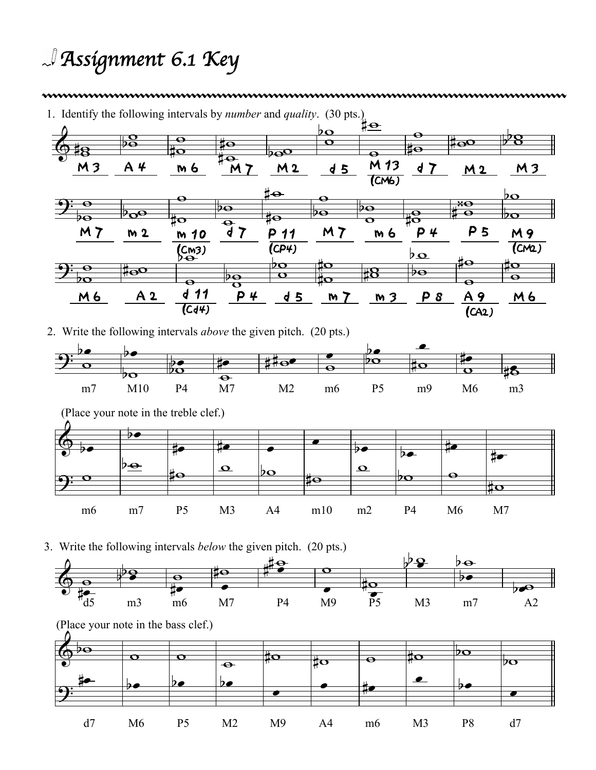# Assignment 6.1 Key

1. Identify the following intervals by *number* and *quality*. (30 pts.)

M3 &nbsp; A4 &nbsp; m6 &nbsp; M7 &nbsp; M2 &nbsp; d5 &nbsp; M13 (CM6) &nbsp; d7 &nbsp; M2 &nbsp; M3

M7 &nbsp; m2 &nbsp; m10 (Cm3) &nbsp; d7 &nbsp; P11 (CP4) &nbsp; M7 &nbsp; m6 &nbsp; P4 &nbsp; P5 &nbsp; M9 (CM2)

M6 &nbsp; A2 &nbsp; d11 (Cd4) &nbsp; P4 &nbsp; d5 &nbsp; m7 &nbsp; m3 &nbsp; P8 &nbsp; A9 (CA2) &nbsp; M6

2. Write the following intervals *above* the given pitch. (20 pts.)

m7 &nbsp; M10 &nbsp; P4 &nbsp; M7 &nbsp; M2 &nbsp; m6 &nbsp; P5 &nbsp; m9 &nbsp; M6 &nbsp; m3

(Place your note in the treble clef.)

m6 &nbsp; m7 &nbsp; P5 &nbsp; M3 &nbsp; A4 &nbsp; m10 &nbsp; m2 &nbsp; P4 &nbsp; M6 &nbsp; M7

3. Write the following intervals *below* the given pitch. (20 pts.)

d5 &nbsp; m3 &nbsp; m6 &nbsp; M7 &nbsp; P4 &nbsp; M9 &nbsp; P5 &nbsp; M3 &nbsp; m7 &nbsp; A2

(Place your note in the bass clef.)

d7 &nbsp; M6 &nbsp; P5 &nbsp; M2 &nbsp; M9 &nbsp; A4 &nbsp; m6 &nbsp; M3 &nbsp; P8 &nbsp; d7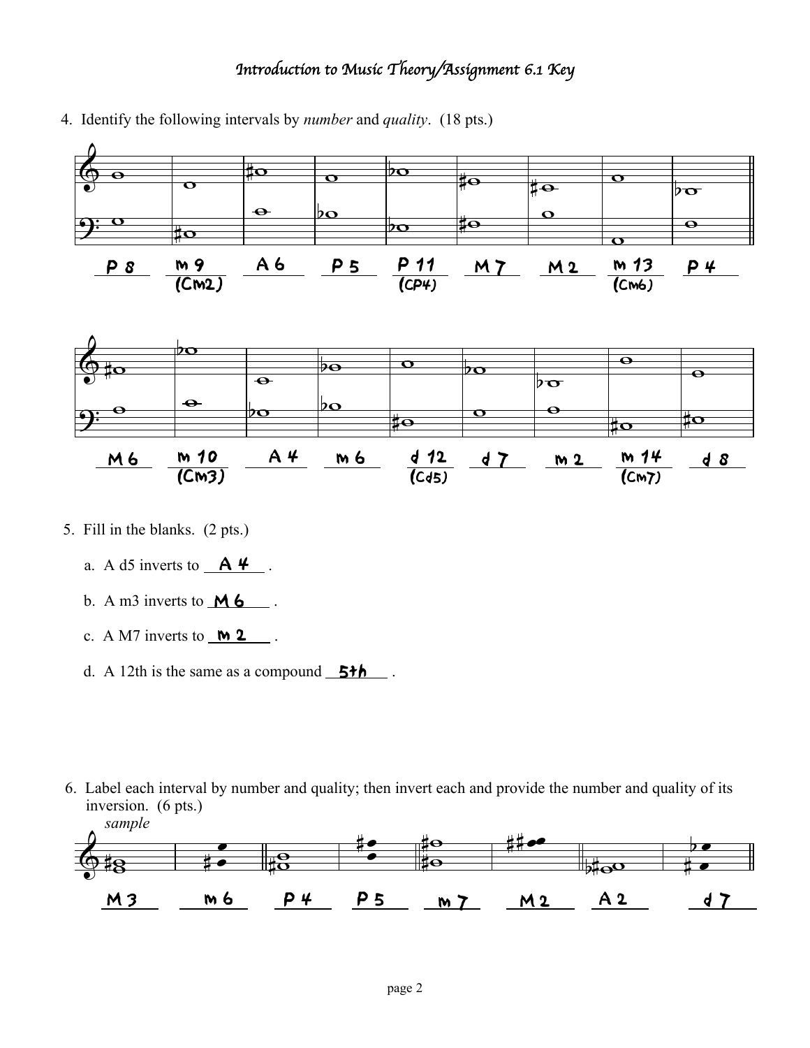# Introduction to Music Theory/Assignment 6.1 Key

4. Identify the following intervals by *number* and *quality*. (18 pts.)

P 8 &nbsp;&nbsp; m 9 (Cm2) &nbsp;&nbsp; A 6 &nbsp;&nbsp; P 5 &nbsp;&nbsp; P 11 (CP4) &nbsp;&nbsp; M 7 &nbsp;&nbsp; M 2 &nbsp;&nbsp; m 13 (Cm6) &nbsp;&nbsp; P 4

M 6 &nbsp;&nbsp; m 10 (Cm3) &nbsp;&nbsp; A 4 &nbsp;&nbsp; m 6 &nbsp;&nbsp; d 12 (Cd5) &nbsp;&nbsp; d 7 &nbsp;&nbsp; m 2 &nbsp;&nbsp; m 14 (Cm7) &nbsp;&nbsp; d 8

5. Fill in the blanks. (2 pts.)

a. A d5 inverts to **A 4** .

b. A m3 inverts to **M 6** .

c. A M7 inverts to **m 2** .

d. A 12th is the same as a compound **5th** .

6. Label each interval by number and quality; then invert each and provide the number and quality of its inversion. (6 pts.)

*sample*

M 3 &nbsp;&nbsp; m 6 &nbsp;&nbsp; P 4 &nbsp;&nbsp; P 5 &nbsp;&nbsp; m 7 &nbsp;&nbsp; M 2 &nbsp;&nbsp; A 2 &nbsp;&nbsp; d 7